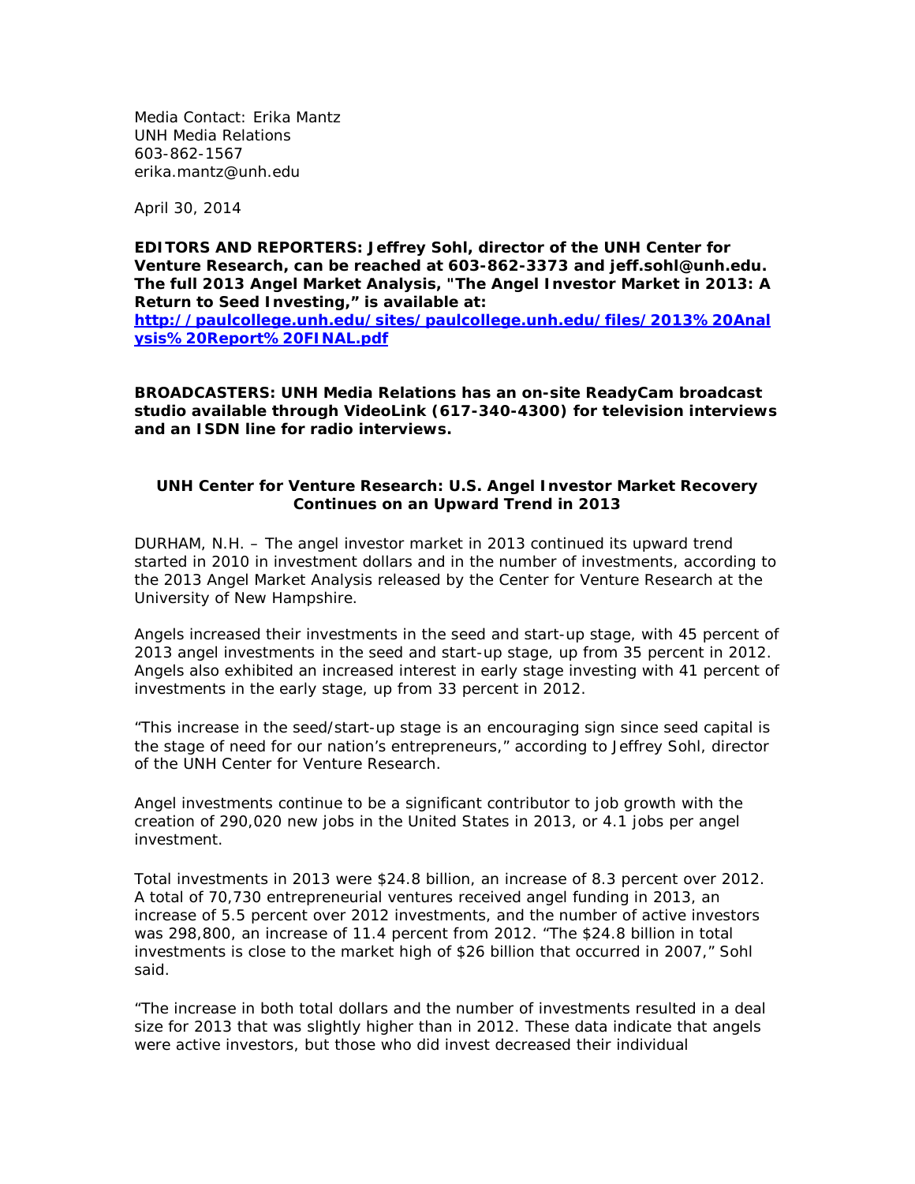Media Contact: Erika Mantz
UNH Media Relations
603-862-1567
erika.mantz@unh.edu

April 30, 2014

**EDITORS AND REPORTERS: Jeffrey Sohl, director of the UNH Center for Venture Research, can be reached at 603-862-3373 and jeff.sohl@unh.edu. The full 2013 Angel Market Analysis, "The Angel Investor Market in 2013: A Return to Seed Investing," is available at: [http://paulcollege.unh.edu/sites/paulcollege.unh.edu/files/2013%20Analysis%20Report%20FINAL.pdf](http://paulcollege.unh.edu/sites/paulcollege.unh.edu/files/2013%20Analysis%20Report%20FINAL.pdf)**

**BROADCASTERS: UNH Media Relations has an on-site ReadyCam broadcast studio available through VideoLink (617-340-4300) for television interviews and an ISDN line for radio interviews.**

### UNH Center for Venture Research: U.S. Angel Investor Market Recovery Continues on an Upward Trend in 2013

DURHAM, N.H. – The angel investor market in 2013 continued its upward trend started in 2010 in investment dollars and in the number of investments, according to the 2013 Angel Market Analysis released by the Center for Venture Research at the University of New Hampshire.

Angels increased their investments in the seed and start-up stage, with 45 percent of 2013 angel investments in the seed and start-up stage, up from 35 percent in 2012. Angels also exhibited an increased interest in early stage investing with 41 percent of investments in the early stage, up from 33 percent in 2012.

"This increase in the seed/start-up stage is an encouraging sign since seed capital is the stage of need for our nation's entrepreneurs," according to Jeffrey Sohl, director of the UNH Center for Venture Research.

Angel investments continue to be a significant contributor to job growth with the creation of 290,020 new jobs in the United States in 2013, or 4.1 jobs per angel investment.

Total investments in 2013 were $24.8 billion, an increase of 8.3 percent over 2012. A total of 70,730 entrepreneurial ventures received angel funding in 2013, an increase of 5.5 percent over 2012 investments, and the number of active investors was 298,800, an increase of 11.4 percent from 2012. "The $24.8 billion in total investments is close to the market high of $26 billion that occurred in 2007," Sohl said.

"The increase in both total dollars and the number of investments resulted in a deal size for 2013 that was slightly higher than in 2012. These data indicate that angels were active investors, but those who did invest decreased their individual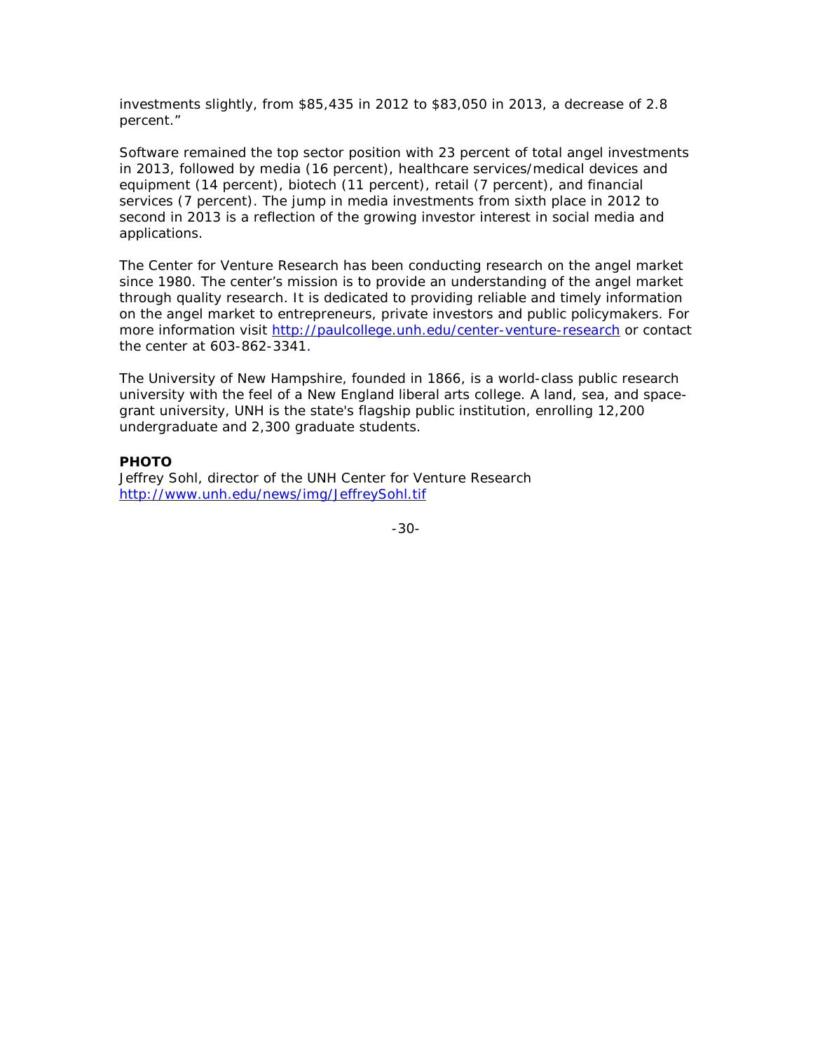investments slightly, from $85,435 in 2012 to $83,050 in 2013, a decrease of 2.8 percent."

Software remained the top sector position with 23 percent of total angel investments in 2013, followed by media (16 percent), healthcare services/medical devices and equipment (14 percent), biotech (11 percent), retail (7 percent), and financial services (7 percent). The jump in media investments from sixth place in 2012 to second in 2013 is a reflection of the growing investor interest in social media and applications.

The Center for Venture Research has been conducting research on the angel market since 1980. The center's mission is to provide an understanding of the angel market through quality research. It is dedicated to providing reliable and timely information on the angel market to entrepreneurs, private investors and public policymakers. For more information visit http://paulcollege.unh.edu/center-venture-research or contact the center at 603-862-3341.

The University of New Hampshire, founded in 1866, is a world-class public research university with the feel of a New England liberal arts college. A land, sea, and space-grant university, UNH is the state's flagship public institution, enrolling 12,200 undergraduate and 2,300 graduate students.

**PHOTO**

Jeffrey Sohl, director of the UNH Center for Venture Research
http://www.unh.edu/news/img/JeffreySohl.tif

-30-